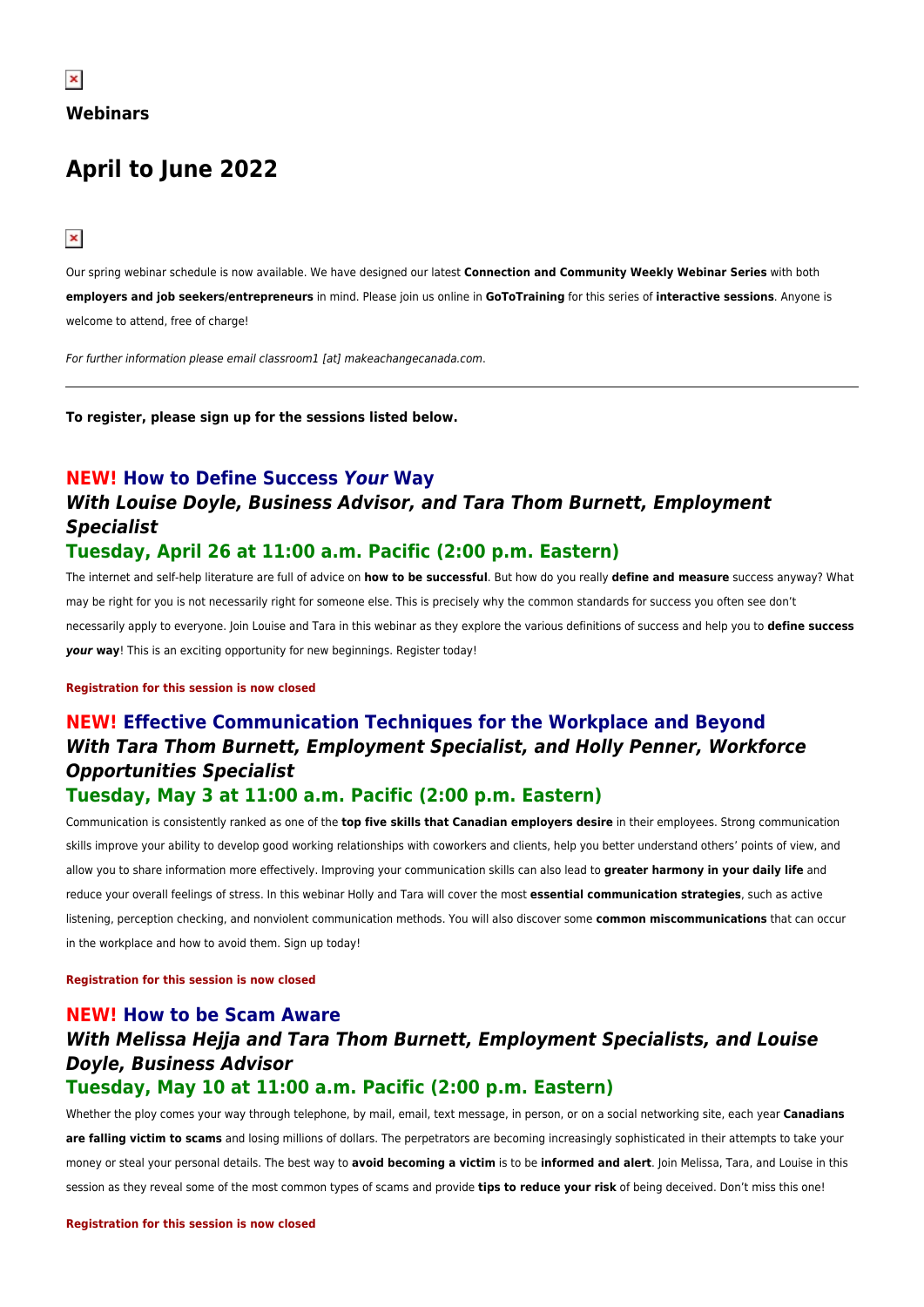**Webinars**

# April to June 2022

Our spring webinar schedule is now available. We have designed our latest **Connection and Community Weekly Webinar Series** with both **employers and job seekers/entrepreneurs** in mind. Please join us online in **GoToTraining** for this series of **interactive sessions**. Anyone is welcome to attend, free of charge!

*For further information please email classroom1 [at] makeachangecanada.com.*

---

**To register, please sign up for the sessions listed below.**

### NEW! How to Define Success *Your* Way
### *With Louise Doyle, Business Advisor, and Tara Thom Burnett, Employment Specialist*
### Tuesday, April 26 at 11:00 a.m. Pacific (2:00 p.m. Eastern)

The internet and self-help literature are full of advice on **how to be successful**. But how do you really **define and measure** success anyway? What may be right for you is not necessarily right for someone else. This is precisely why the common standards for success you often see don't necessarily apply to everyone. Join Louise and Tara in this webinar as they explore the various definitions of success and help you to **define success *your* way**! This is an exciting opportunity for new beginnings. Register today!

**Registration for this session is now closed**

### NEW! Effective Communication Techniques for the Workplace and Beyond
### *With Tara Thom Burnett, Employment Specialist, and Holly Penner, Workforce Opportunities Specialist*
### Tuesday, May 3 at 11:00 a.m. Pacific (2:00 p.m. Eastern)

Communication is consistently ranked as one of the **top five skills that Canadian employers desire** in their employees. Strong communication skills improve your ability to develop good working relationships with coworkers and clients, help you better understand others' points of view, and allow you to share information more effectively. Improving your communication skills can also lead to **greater harmony in your daily life** and reduce your overall feelings of stress. In this webinar Holly and Tara will cover the most **essential communication strategies**, such as active listening, perception checking, and nonviolent communication methods. You will also discover some **common miscommunications** that can occur in the workplace and how to avoid them. Sign up today!

**Registration for this session is now closed**

### NEW! How to be Scam Aware
### *With Melissa Hejja and Tara Thom Burnett, Employment Specialists, and Louise Doyle, Business Advisor*
### Tuesday, May 10 at 11:00 a.m. Pacific (2:00 p.m. Eastern)

Whether the ploy comes your way through telephone, by mail, email, text message, in person, or on a social networking site, each year **Canadians are falling victim to scams** and losing millions of dollars. The perpetrators are becoming increasingly sophisticated in their attempts to take your money or steal your personal details. The best way to **avoid becoming a victim** is to be **informed and alert**. Join Melissa, Tara, and Louise in this session as they reveal some of the most common types of scams and provide **tips to reduce your risk** of being deceived. Don't miss this one!

**Registration for this session is now closed**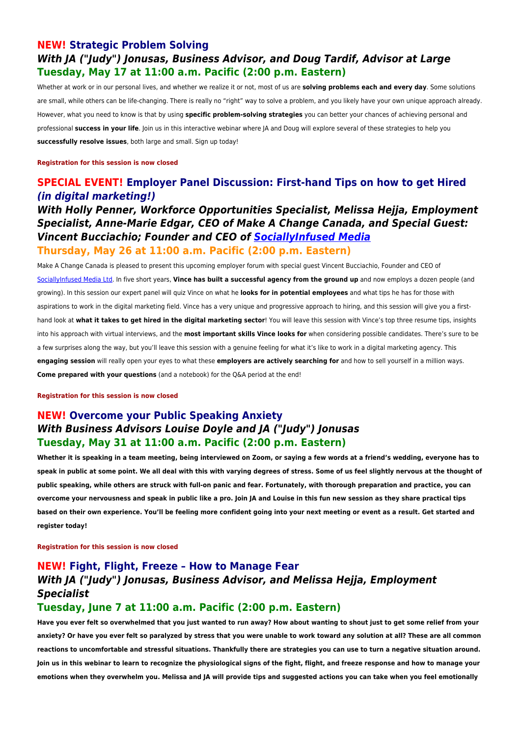## **NEW!** Strategic Problem Solving

### *With JA ("Judy") Jonusas, Business Advisor, and Doug Tardif, Advisor at Large*

### Tuesday, May 17 at 11:00 a.m. Pacific (2:00 p.m. Eastern)

Whether at work or in our personal lives, and whether we realize it or not, most of us are **solving problems each and every day**. Some solutions are small, while others can be life-changing. There is really no "right" way to solve a problem, and you likely have your own unique approach already. However, what you need to know is that by using **specific problem-solving strategies** you can better your chances of achieving personal and professional **success in your life**. Join us in this interactive webinar where JA and Doug will explore several of these strategies to help you **successfully resolve issues**, both large and small. Sign up today!

**Registration for this session is now closed**

## **SPECIAL EVENT!** Employer Panel Discussion: First-hand Tips on how to get Hired *(in digital marketing!)*

### *With Holly Penner, Workforce Opportunities Specialist, Melissa Hejja, Employment Specialist, Anne-Marie Edgar, CEO of Make A Change Canada, and Special Guest: Vincent Bucciachio; Founder and CEO of SociallyInfused Media*

### Thursday, May 26 at 11:00 a.m. Pacific (2:00 p.m. Eastern)

Make A Change Canada is pleased to present this upcoming employer forum with special guest Vincent Bucciachio, Founder and CEO of SociallyInfused Media Ltd. In five short years, **Vince has built a successful agency from the ground up** and now employs a dozen people (and growing). In this session our expert panel will quiz Vince on what he **looks for in potential employees** and what tips he has for those with aspirations to work in the digital marketing field. Vince has a very unique and progressive approach to hiring, and this session will give you a first-hand look at **what it takes to get hired in the digital marketing sector**! You will leave this session with Vince's top three resume tips, insights into his approach with virtual interviews, and the **most important skills Vince looks for** when considering possible candidates. There's sure to be a few surprises along the way, but you'll leave this session with a genuine feeling for what it's like to work in a digital marketing agency. This **engaging session** will really open your eyes to what these **employers are actively searching for** and how to sell yourself in a million ways. **Come prepared with your questions** (and a notebook) for the Q&A period at the end!

**Registration for this session is now closed**

## **NEW!** Overcome your Public Speaking Anxiety

### *With Business Advisors Louise Doyle and JA ("Judy") Jonusas*

### Tuesday, May 31 at 11:00 a.m. Pacific (2:00 p.m. Eastern)

**Whether it is speaking in a team meeting, being interviewed on Zoom, or saying a few words at a friend's wedding, everyone has to speak in public at some point. We all deal with this with varying degrees of stress. Some of us feel slightly nervous at the thought of public speaking, while others are struck with full-on panic and fear. Fortunately, with thorough preparation and practice, you can overcome your nervousness and speak in public like a pro. Join JA and Louise in this fun new session as they share practical tips based on their own experience. You'll be feeling more confident going into your next meeting or event as a result. Get started and register today!**

**Registration for this session is now closed**

## **NEW!** Fight, Flight, Freeze – How to Manage Fear

### *With JA ("Judy") Jonusas, Business Advisor, and Melissa Hejja, Employment Specialist*

### Tuesday, June 7 at 11:00 a.m. Pacific (2:00 p.m. Eastern)

**Have you ever felt so overwhelmed that you just wanted to run away? How about wanting to shout just to get some relief from your anxiety? Or have you ever felt so paralyzed by stress that you were unable to work toward any solution at all? These are all common reactions to uncomfortable and stressful situations. Thankfully there are strategies you can use to turn a negative situation around. Join us in this webinar to learn to recognize the physiological signs of the fight, flight, and freeze response and how to manage your emotions when they overwhelm you. Melissa and JA will provide tips and suggested actions you can take when you feel emotionally**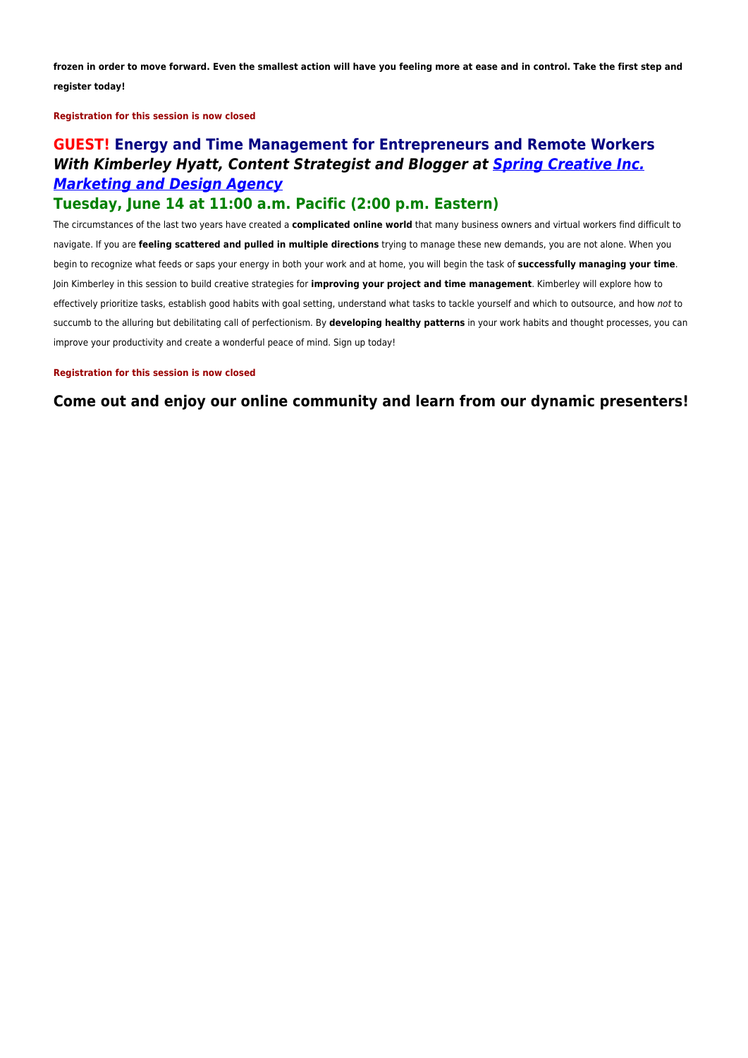**frozen in order to move forward. Even the smallest action will have you feeling more at ease and in control. Take the first step and register today!**

**Registration for this session is now closed**

## GUEST! Energy and Time Management for Entrepreneurs and Remote Workers

### *With Kimberley Hyatt, Content Strategist and Blogger at Spring Creative Inc. Marketing and Design Agency*

### Tuesday, June 14 at 11:00 a.m. Pacific (2:00 p.m. Eastern)

The circumstances of the last two years have created a **complicated online world** that many business owners and virtual workers find difficult to navigate. If you are **feeling scattered and pulled in multiple directions** trying to manage these new demands, you are not alone. When you begin to recognize what feeds or saps your energy in both your work and at home, you will begin the task of **successfully managing your time**. Join Kimberley in this session to build creative strategies for **improving your project and time management**. Kimberley will explore how to effectively prioritize tasks, establish good habits with goal setting, understand what tasks to tackle yourself and which to outsource, and how *not* to succumb to the alluring but debilitating call of perfectionism. By **developing healthy patterns** in your work habits and thought processes, you can improve your productivity and create a wonderful peace of mind. Sign up today!

**Registration for this session is now closed**

### Come out and enjoy our online community and learn from our dynamic presenters!